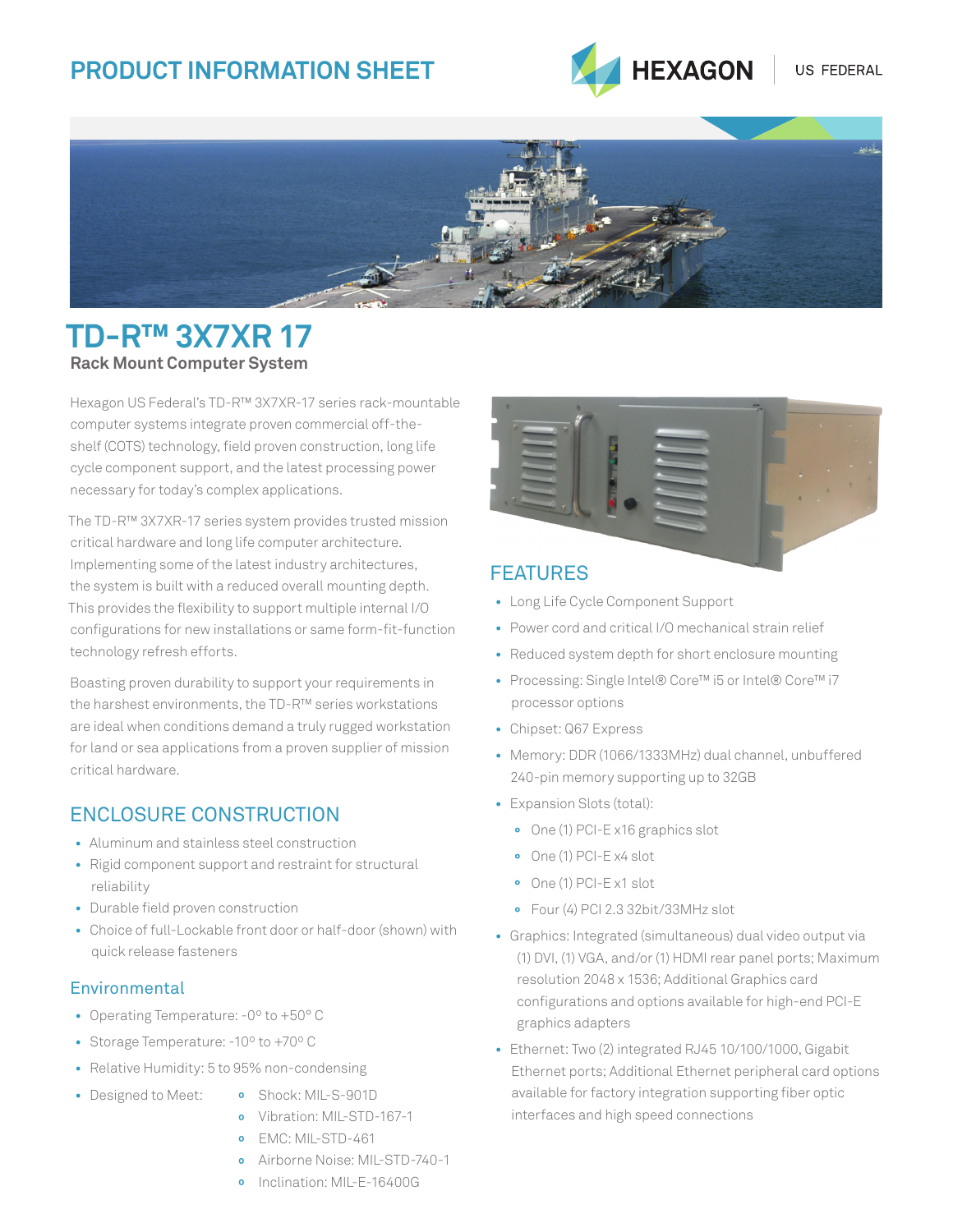# PRODUCT INFORMATION SHEET

HEXAGON | US FEDERAL

# TD-R™ 3X7XR 17

## Rack Mount Computer System

Hexagon US Federal's TD-R™ 3X7XR-17 series rack-mountable computer systems integrate proven commercial off-the-shelf (COTS) technology, field proven construction, long life cycle component support, and the latest processing power necessary for today's complex applications.

The TD-R™ 3X7XR-17 series system provides trusted mission critical hardware and long life computer architecture. Implementing some of the latest industry architectures, the system is built with a reduced overall mounting depth. This provides the flexibility to support multiple internal I/O configurations for new installations or same form-fit-function technology refresh efforts.

Boasting proven durability to support your requirements in the harshest environments, the TD-R™ series workstations are ideal when conditions demand a truly rugged workstation for land or sea applications from a proven supplier of mission critical hardware.

## ENCLOSURE CONSTRUCTION

- Aluminum and stainless steel construction
- Rigid component support and restraint for structural reliability
- Durable field proven construction
- Choice of full-Lockable front door or half-door (shown) with quick release fasteners

### Environmental

- Operating Temperature: -0º to +50º C
- Storage Temperature: -10º to +70º C
- Relative Humidity: 5 to 95% non-condensing
- Designed to Meet:
  - Shock: MIL-S-901D
  - Vibration: MIL-STD-167-1
  - EMC: MIL-STD-461
  - Airborne Noise: MIL-STD-740-1
  - Inclination: MIL-E-16400G

## FEATURES

- Long Life Cycle Component Support
- Power cord and critical I/O mechanical strain relief
- Reduced system depth for short enclosure mounting
- Processing: Single Intel® Core™ i5 or Intel® Core™ i7 processor options
- Chipset: Q67 Express
- Memory: DDR (1066/1333MHz) dual channel, unbuffered 240-pin memory supporting up to 32GB
- Expansion Slots (total):
  - One (1) PCI-E x16 graphics slot
  - One (1) PCI-E x4 slot
  - One (1) PCI-E x1 slot
  - Four (4) PCI 2.3 32bit/33MHz slot
- Graphics: Integrated (simultaneous) dual video output via (1) DVI, (1) VGA, and/or (1) HDMI rear panel ports; Maximum resolution 2048 x 1536; Additional Graphics card configurations and options available for high-end PCI-E graphics adapters
- Ethernet: Two (2) integrated RJ45 10/100/1000, Gigabit Ethernet ports; Additional Ethernet peripheral card options available for factory integration supporting fiber optic interfaces and high speed connections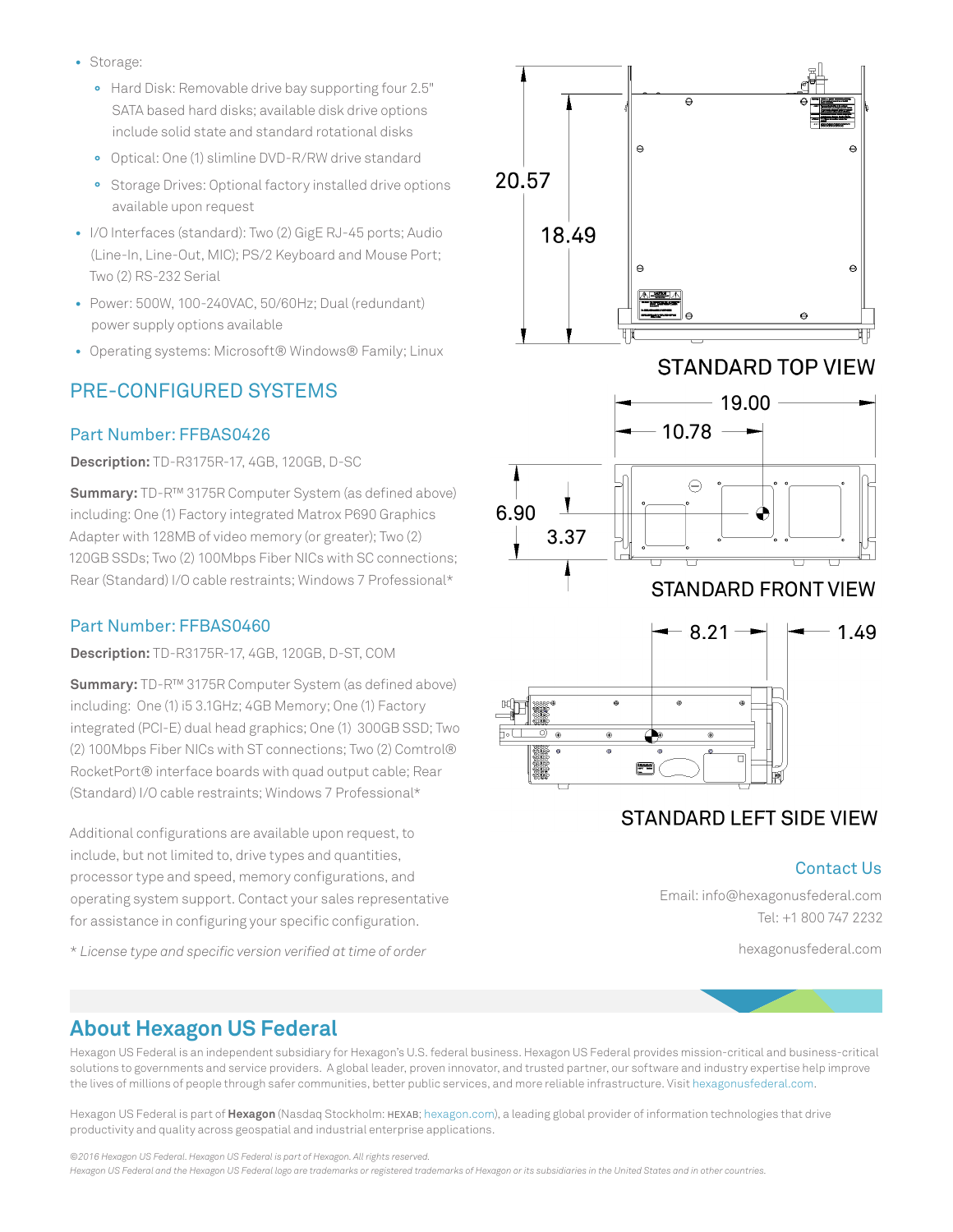- Storage:
  - Hard Disk: Removable drive bay supporting four 2.5" SATA based hard disks; available disk drive options include solid state and standard rotational disks
  - Optical: One (1) slimline DVD-R/RW drive standard
  - Storage Drives: Optional factory installed drive options available upon request
- I/O Interfaces (standard): Two (2) GigE RJ-45 ports; Audio (Line-In, Line-Out, MIC); PS/2 Keyboard and Mouse Port; Two (2) RS-232 Serial
- Power: 500W, 100-240VAC, 50/60Hz; Dual (redundant) power supply options available
- Operating systems: Microsoft® Windows® Family; Linux

## PRE-CONFIGURED SYSTEMS

### Part Number: FFBAS0426

**Description:** TD-R3175R-17, 4GB, 120GB, D-SC

**Summary:** TD-R™ 3175R Computer System (as defined above) including: One (1) Factory integrated Matrox P690 Graphics Adapter with 128MB of video memory (or greater); Two (2) 120GB SSDs; Two (2) 100Mbps Fiber NICs with SC connections; Rear (Standard) I/O cable restraints; Windows 7 Professional*

### Part Number: FFBAS0460

**Description:** TD-R3175R-17, 4GB, 120GB, D-ST, COM

**Summary:** TD-R™ 3175R Computer System (as defined above) including: One (1) i5 3.1GHz; 4GB Memory; One (1) Factory integrated (PCI-E) dual head graphics; One (1) 300GB SSD; Two (2) 100Mbps Fiber NICs with ST connections; Two (2) Comtrol® RocketPort® interface boards with quad output cable; Rear (Standard) I/O cable restraints; Windows 7 Professional*

Additional configurations are available upon request, to include, but not limited to, drive types and quantities, processor type and speed, memory configurations, and operating system support. Contact your sales representative for assistance in configuring your specific configuration.

*\* License type and specific version verified at time of order*

20.57
18.49

STANDARD TOP VIEW

19.00
10.78
6.90
3.37

STANDARD FRONT VIEW

8.21
1.49

STANDARD LEFT SIDE VIEW

### Contact Us

Email: info@hexagonusfederal.com
Tel: +1 800 747 2232

hexagonusfederal.com

## About Hexagon US Federal

Hexagon US Federal is an independent subsidiary for Hexagon's U.S. federal business. Hexagon US Federal provides mission-critical and business-critical solutions to governments and service providers. A global leader, proven innovator, and trusted partner, our software and industry expertise help improve the lives of millions of people through safer communities, better public services, and more reliable infrastructure. Visit hexagonusfederal.com.

Hexagon US Federal is part of **Hexagon** (Nasdaq Stockholm: HEXAB; hexagon.com), a leading global provider of information technologies that drive productivity and quality across geospatial and industrial enterprise applications.

*©2016 Hexagon US Federal. Hexagon US Federal is part of Hexagon. All rights reserved.*
*Hexagon US Federal and the Hexagon US Federal logo are trademarks or registered trademarks of Hexagon or its subsidiaries in the United States and in other countries.*